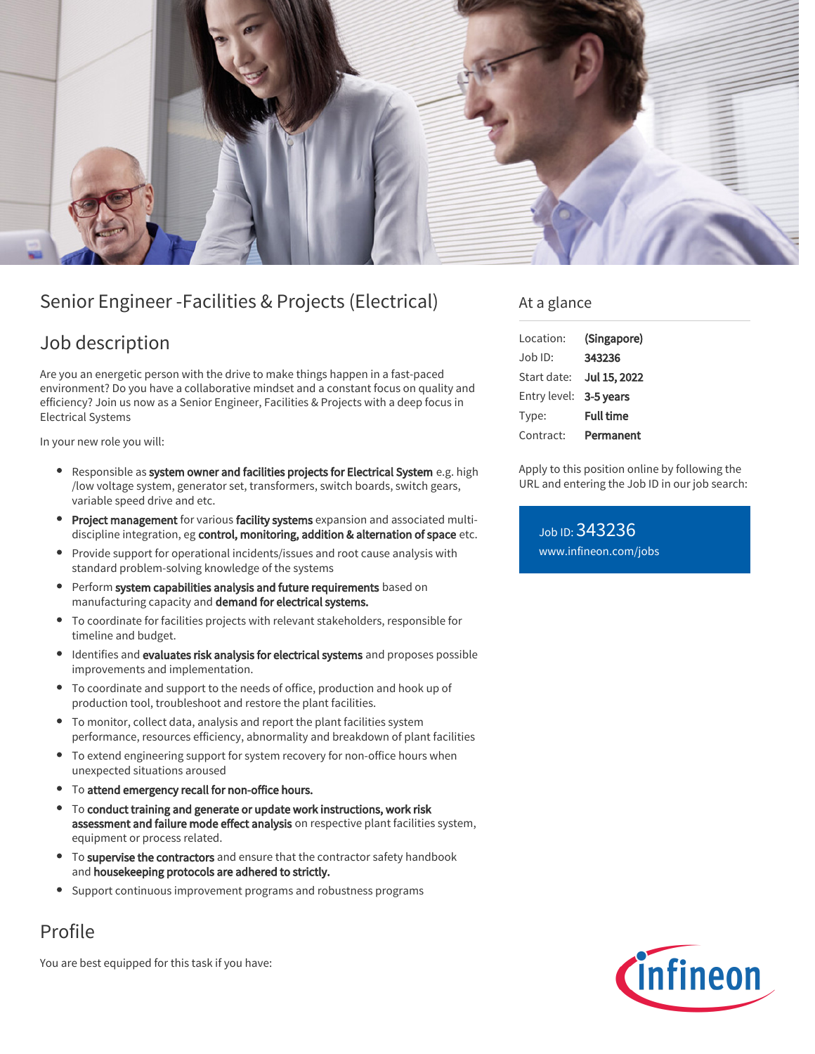# Senior Engineer -Facilities & Projects (Electrical)

## Job description

Are you an energetic person with the drive to make things happen in a fast-paced environment? Do you have a collaborative mindset and a constant focus on quality and efficiency? Join us now as a Senior Engineer, Facilities & Projects with a deep focus in Electrical Systems

In your new role you will:

- Responsible as **system owner and facilities projects for Electrical System** e.g. high /low voltage system, generator set, transformers, switch boards, switch gears, variable speed drive and etc.
- **Project management** for various **facility systems** expansion and associated multi-discipline integration, eg **control, monitoring, addition & alternation of space** etc.
- Provide support for operational incidents/issues and root cause analysis with standard problem-solving knowledge of the systems
- Perform **system capabilities analysis and future requirements** based on manufacturing capacity and **demand for electrical systems.**
- To coordinate for facilities projects with relevant stakeholders, responsible for timeline and budget.
- Identifies and **evaluates risk analysis for electrical systems** and proposes possible improvements and implementation.
- To coordinate and support to the needs of office, production and hook up of production tool, troubleshoot and restore the plant facilities.
- To monitor, collect data, analysis and report the plant facilities system performance, resources efficiency, abnormality and breakdown of plant facilities
- To extend engineering support for system recovery for non-office hours when unexpected situations aroused
- To **attend emergency recall for non-office hours.**
- To **conduct training and generate or update work instructions, work risk assessment and failure mode effect analysis** on respective plant facilities system, equipment or process related.
- To **supervise the contractors** and ensure that the contractor safety handbook and **housekeeping protocols are adhered to strictly.**
- Support continuous improvement programs and robustness programs

## Profile

You are best equipped for this task if you have:

## At a glance

| | |
|---|---|
| Location: | **(Singapore)** |
| Job ID: | **343236** |
| Start date: | **Jul 15, 2022** |
| Entry level: | **3-5 years** |
| Type: | **Full time** |
| Contract: | **Permanent** |

Apply to this position online by following the URL and entering the Job ID in our job search:

Job ID: 343236
www.infineon.com/jobs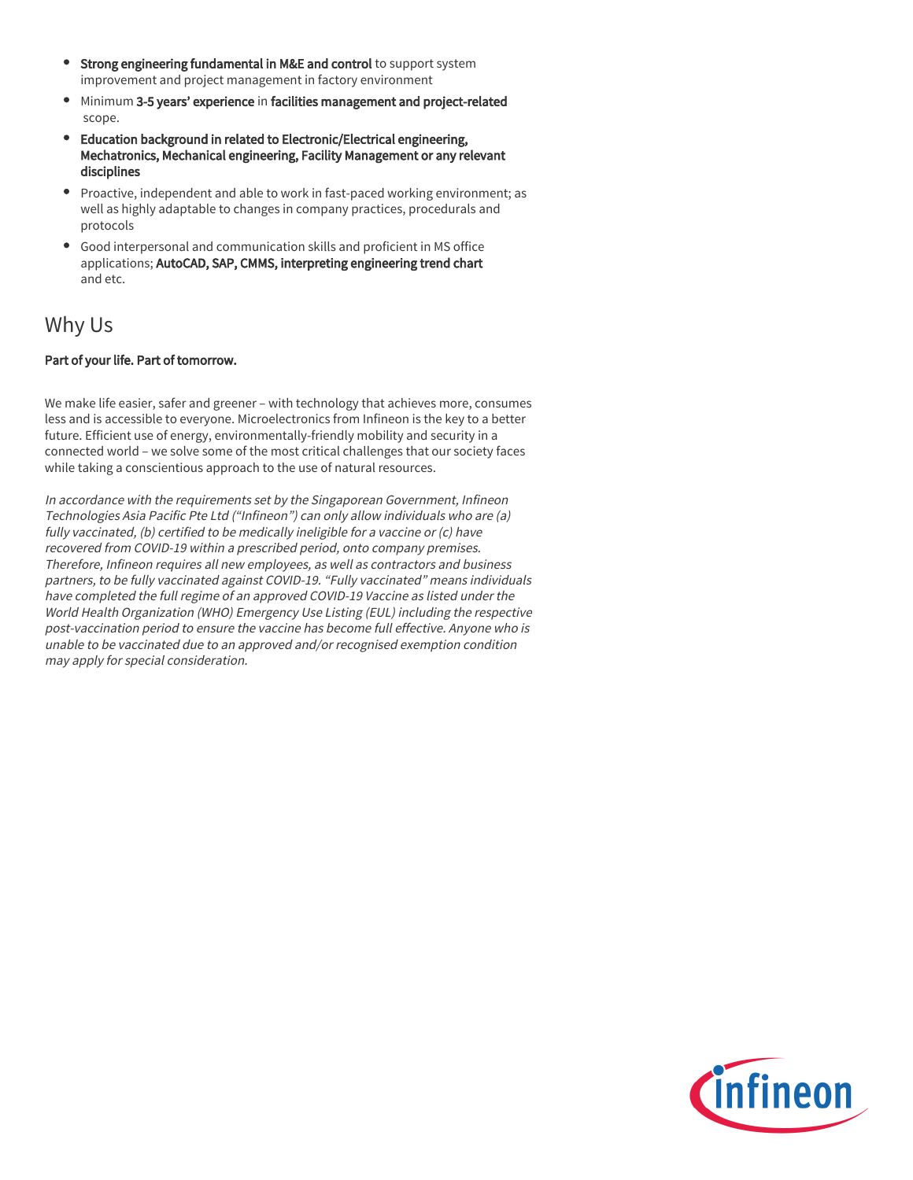- **Strong engineering fundamental in M&E and control** to support system improvement and project management in factory environment
- Minimum **3-5 years' experience** in **facilities management and project-related** scope.
- **Education background in related to Electronic/Electrical engineering, Mechatronics, Mechanical engineering, Facility Management or any relevant disciplines**
- Proactive, independent and able to work in fast-paced working environment; as well as highly adaptable to changes in company practices, procedurals and protocols
- Good interpersonal and communication skills and proficient in MS office applications; **AutoCAD, SAP, CMMS, interpreting engineering trend chart** and etc.

## Why Us

**Part of your life. Part of tomorrow.**

We make life easier, safer and greener – with technology that achieves more, consumes less and is accessible to everyone. Microelectronics from Infineon is the key to a better future. Efficient use of energy, environmentally-friendly mobility and security in a connected world – we solve some of the most critical challenges that our society faces while taking a conscientious approach to the use of natural resources.

*In accordance with the requirements set by the Singaporean Government, Infineon Technologies Asia Pacific Pte Ltd ("Infineon") can only allow individuals who are (a) fully vaccinated, (b) certified to be medically ineligible for a vaccine or (c) have recovered from COVID-19 within a prescribed period, onto company premises. Therefore, Infineon requires all new employees, as well as contractors and business partners, to be fully vaccinated against COVID-19. "Fully vaccinated" means individuals have completed the full regime of an approved COVID-19 Vaccine as listed under the World Health Organization (WHO) Emergency Use Listing (EUL) including the respective post-vaccination period to ensure the vaccine has become full effective. Anyone who is unable to be vaccinated due to an approved and/or recognised exemption condition may apply for special consideration.*